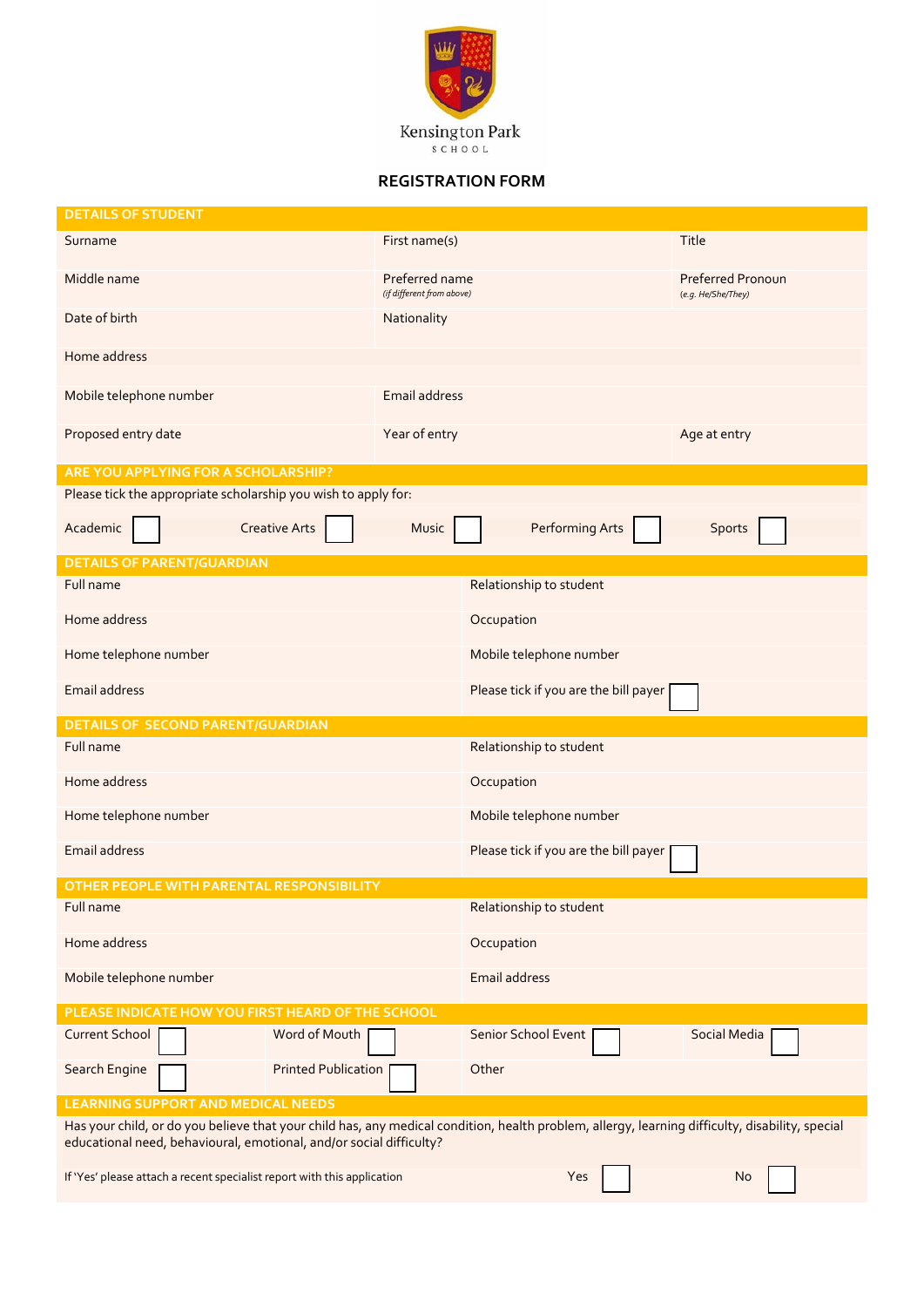Kensington Park
SCHOOL

# REGISTRATION FORM

## DETAILS OF STUDENT

| Surname | First name(s) | Title |
|---|---|---|
| Middle name | Preferred name *(if different from above)* | Preferred Pronoun *(e.g. He/She/They)* |
| Date of birth | Nationality | |
| Home address | | |
| Mobile telephone number | Email address | |
| Proposed entry date | Year of entry | Age at entry |

## ARE YOU APPLYING FOR A SCHOLARSHIP?

Please tick the appropriate scholarship you wish to apply for:

Academic ☐ Creative Arts ☐ Music ☐ Performing Arts ☐ Sports ☐

## DETAILS OF PARENT/GUARDIAN

| Full name | Relationship to student |
|---|---|
| Home address | Occupation |
| Home telephone number | Mobile telephone number |
| Email address | Please tick if you are the bill payer ☐ |

## DETAILS OF SECOND PARENT/GUARDIAN

| Full name | Relationship to student |
|---|---|
| Home address | Occupation |
| Home telephone number | Mobile telephone number |
| Email address | Please tick if you are the bill payer ☐ |

## OTHER PEOPLE WITH PARENTAL RESPONSIBILITY

| Full name | Relationship to student |
|---|---|
| Home address | Occupation |
| Mobile telephone number | Email address |

## PLEASE INDICATE HOW YOU FIRST HEARD OF THE SCHOOL

| Current School ☐ | Word of Mouth ☐ | Senior School Event ☐ | Social Media ☐ |
|---|---|---|---|
| Search Engine ☐ | Printed Publication ☐ | Other | |

## LEARNING SUPPORT AND MEDICAL NEEDS

Has your child, or do you believe that your child has, any medical condition, health problem, allergy, learning difficulty, disability, special educational need, behavioural, emotional, and/or social difficulty?

If 'Yes' please attach a recent specialist report with this application Yes ☐ No ☐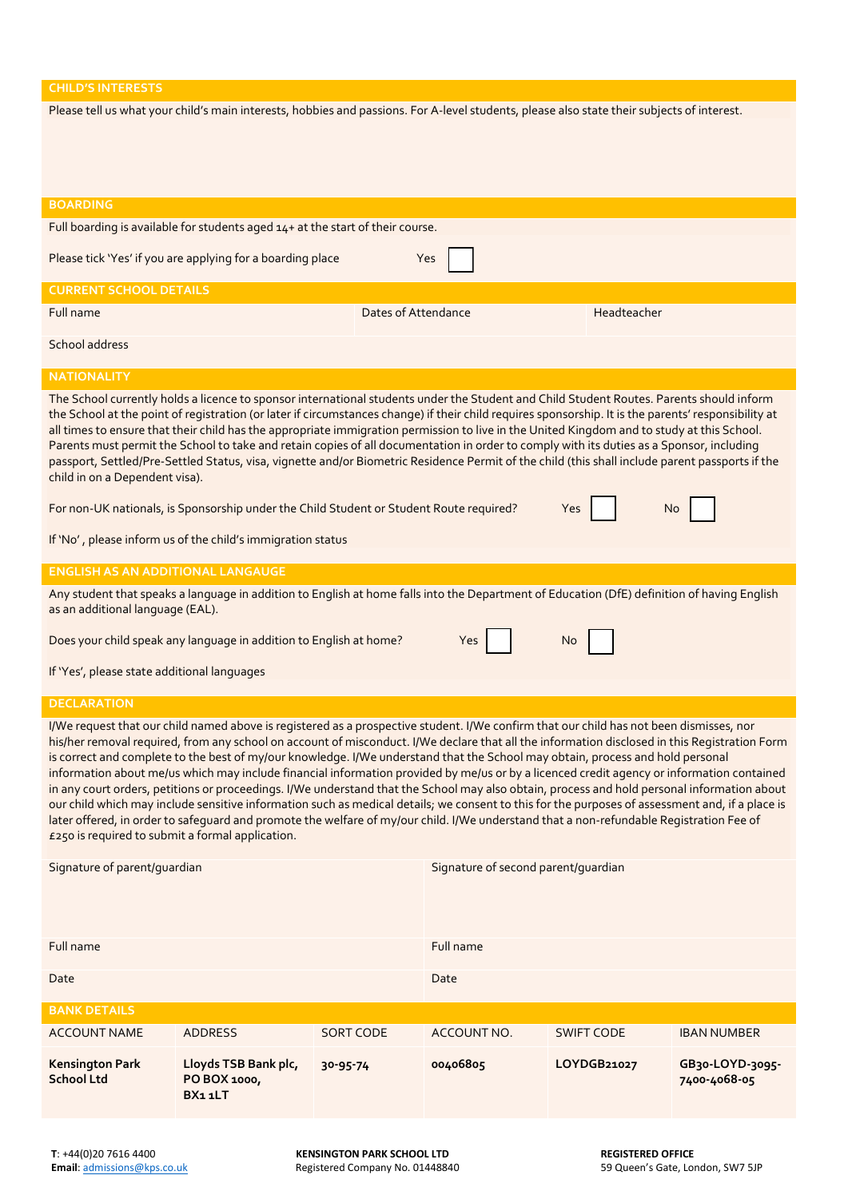## CHILD'S INTERESTS

Please tell us what your child's main interests, hobbies and passions. For A-level students, please also state their subjects of interest.

## BOARDING

Full boarding is available for students aged 14+ at the start of their course.

Please tick 'Yes' if you are applying for a boarding place Yes ☐

## CURRENT SCHOOL DETAILS

| Full name | Dates of Attendance | Headteacher |
|---|---|---|
| School address | | |

## NATIONALITY

The School currently holds a licence to sponsor international students under the Student and Child Student Routes. Parents should inform the School at the point of registration (or later if circumstances change) if their child requires sponsorship. It is the parents' responsibility at all times to ensure that their child has the appropriate immigration permission to live in the United Kingdom and to study at this School. Parents must permit the School to take and retain copies of all documentation in order to comply with its duties as a Sponsor, including passport, Settled/Pre-Settled Status, visa, vignette and/or Biometric Residence Permit of the child (this shall include parent passports if the child in on a Dependent visa).

For non-UK nationals, is Sponsorship under the Child Student or Student Route required? Yes ☐ No ☐

If 'No' , please inform us of the child's immigration status

## ENGLISH AS AN ADDITIONAL LANGAUGE

Any student that speaks a language in addition to English at home falls into the Department of Education (DfE) definition of having English as an additional language (EAL).

Does your child speak any language in addition to English at home? Yes ☐ No ☐

If 'Yes', please state additional languages

## DECLARATION

I/We request that our child named above is registered as a prospective student. I/We confirm that our child has not been dismisses, nor his/her removal required, from any school on account of misconduct. I/We declare that all the information disclosed in this Registration Form is correct and complete to the best of my/our knowledge. I/We understand that the School may obtain, process and hold personal information about me/us which may include financial information provided by me/us or by a licenced credit agency or information contained in any court orders, petitions or proceedings. I/We understand that the School may also obtain, process and hold personal information about our child which may include sensitive information such as medical details; we consent to this for the purposes of assessment and, if a place is later offered, in order to safeguard and promote the welfare of my/our child. I/We understand that a non-refundable Registration Fee of £250 is required to submit a formal application.

| Signature of parent/guardian | Signature of second parent/guardian |
|---|---|
| Full name | Full name |
| Date | Date |

## BANK DETAILS

| ACCOUNT NAME | ADDRESS | SORT CODE | ACCOUNT NO. | SWIFT CODE | IBAN NUMBER |
|---|---|---|---|---|---|
| **Kensington Park School Ltd** | **Lloyds TSB Bank plc, PO BOX 1000, BX1 1LT** | **30-95-74** | **00406805** | **LOYDGB21027** | **GB30-LOYD-3095-7400-4068-05** |

**T**: +44(0)20 7616 4400
**Email**: admissions@kps.co.uk

**KENSINGTON PARK SCHOOL LTD**
Registered Company No. 01448840

**REGISTERED OFFICE**
59 Queen's Gate, London, SW7 5JP